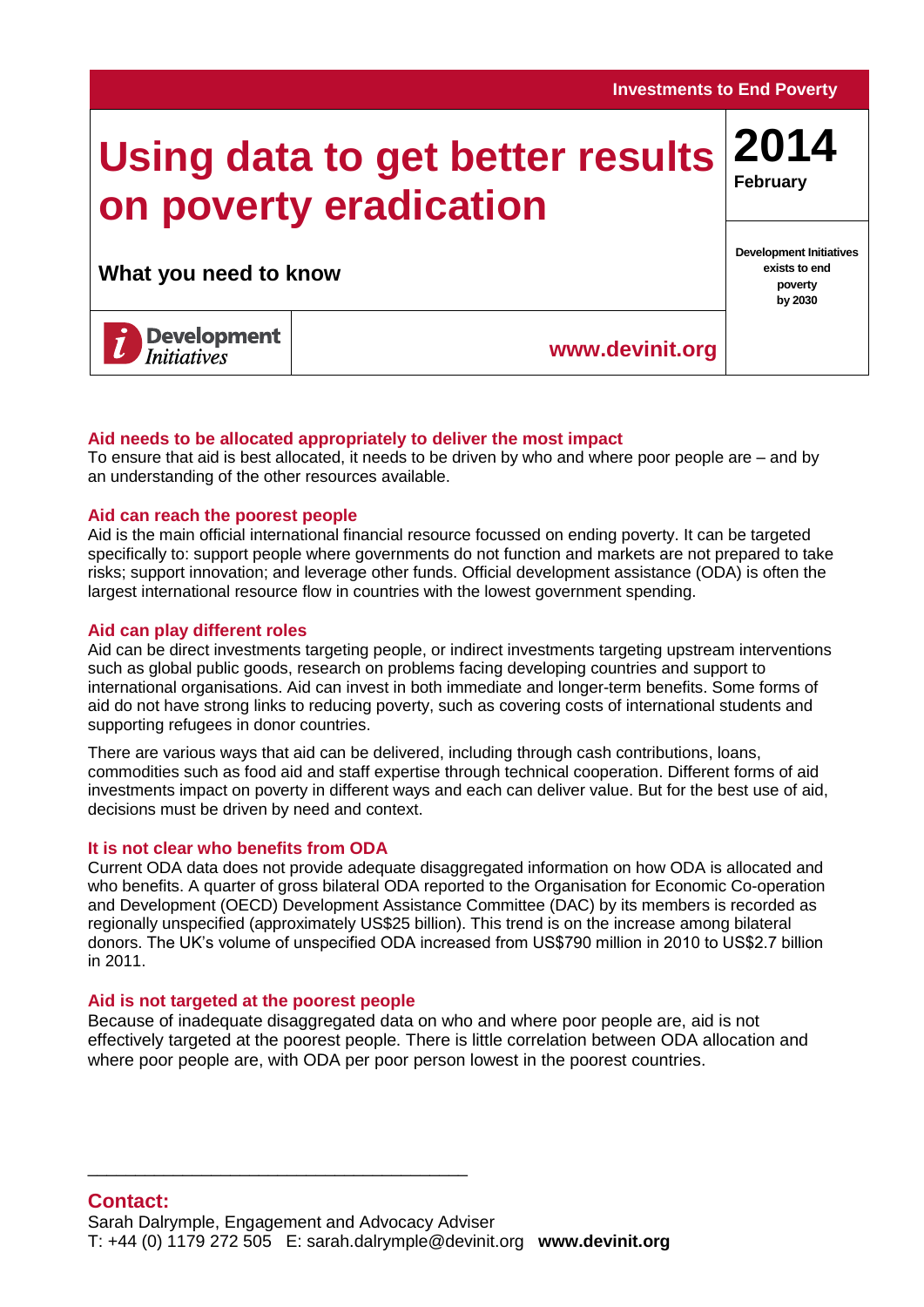Investments to End Poverty

# Using data to get better results on poverty eradication

**2014**
**February**

## What you need to know

**Development Initiatives exists to end poverty by 2030**

Development Initiatives

**www.devinit.org**

### Aid needs to be allocated appropriately to deliver the most impact

To ensure that aid is best allocated, it needs to be driven by who and where poor people are – and by an understanding of the other resources available.

### Aid can reach the poorest people

Aid is the main official international financial resource focussed on ending poverty. It can be targeted specifically to: support people where governments do not function and markets are not prepared to take risks; support innovation; and leverage other funds. Official development assistance (ODA) is often the largest international resource flow in countries with the lowest government spending.

### Aid can play different roles

Aid can be direct investments targeting people, or indirect investments targeting upstream interventions such as global public goods, research on problems facing developing countries and support to international organisations. Aid can invest in both immediate and longer-term benefits. Some forms of aid do not have strong links to reducing poverty, such as covering costs of international students and supporting refugees in donor countries.

There are various ways that aid can be delivered, including through cash contributions, loans, commodities such as food aid and staff expertise through technical cooperation. Different forms of aid investments impact on poverty in different ways and each can deliver value. But for the best use of aid, decisions must be driven by need and context.

### It is not clear who benefits from ODA

Current ODA data does not provide adequate disaggregated information on how ODA is allocated and who benefits. A quarter of gross bilateral ODA reported to the Organisation for Economic Co-operation and Development (OECD) Development Assistance Committee (DAC) by its members is recorded as regionally unspecified (approximately US$25 billion). This trend is on the increase among bilateral donors. The UK's volume of unspecified ODA increased from US$790 million in 2010 to US$2.7 billion in 2011.

### Aid is not targeted at the poorest people

Because of inadequate disaggregated data on who and where poor people are, aid is not effectively targeted at the poorest people. There is little correlation between ODA allocation and where poor people are, with ODA per poor person lowest in the poorest countries.

---

### Contact:

Sarah Dalrymple, Engagement and Advocacy Adviser
T: +44 (0) 1179 272 505 E: sarah.dalrymple@devinit.org **www.devinit.org**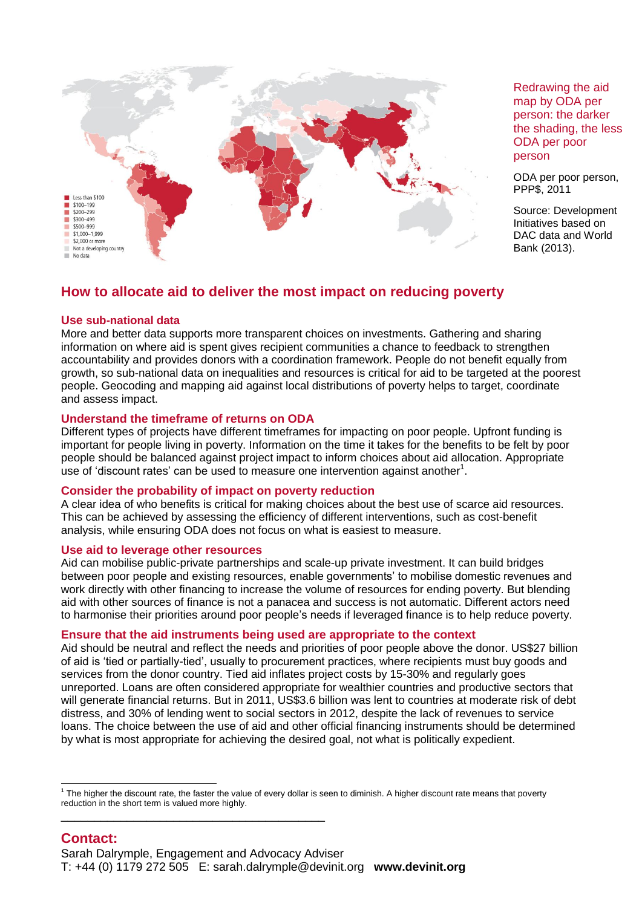Less than $100
$100–199
$200–299
$300–499
$500–999
$1,000–1,999
$2,000 or more
Not a developing country
No data

Redrawing the aid map by ODA per person: the darker the shading, the less ODA per poor person

ODA per poor person, PPP$, 2011

Source: Development Initiatives based on DAC data and World Bank (2013).

## How to allocate aid to deliver the most impact on reducing poverty

### Use sub-national data

More and better data supports more transparent choices on investments. Gathering and sharing information on where aid is spent gives recipient communities a chance to feedback to strengthen accountability and provides donors with a coordination framework. People do not benefit equally from growth, so sub-national data on inequalities and resources is critical for aid to be targeted at the poorest people. Geocoding and mapping aid against local distributions of poverty helps to target, coordinate and assess impact.

### Understand the timeframe of returns on ODA

Different types of projects have different timeframes for impacting on poor people. Upfront funding is important for people living in poverty. Information on the time it takes for the benefits to be felt by poor people should be balanced against project impact to inform choices about aid allocation. Appropriate use of 'discount rates' can be used to measure one intervention against another[1].

### Consider the probability of impact on poverty reduction

A clear idea of who benefits is critical for making choices about the best use of scarce aid resources. This can be achieved by assessing the efficiency of different interventions, such as cost-benefit analysis, while ensuring ODA does not focus on what is easiest to measure.

### Use aid to leverage other resources

Aid can mobilise public-private partnerships and scale-up private investment. It can build bridges between poor people and existing resources, enable governments' to mobilise domestic revenues and work directly with other financing to increase the volume of resources for ending poverty. But blending aid with other sources of finance is not a panacea and success is not automatic. Different actors need to harmonise their priorities around poor people's needs if leveraged finance is to help reduce poverty.

### Ensure that the aid instruments being used are appropriate to the context

Aid should be neutral and reflect the needs and priorities of poor people above the donor. US$27 billion of aid is 'tied or partially-tied', usually to procurement practices, where recipients must buy goods and services from the donor country. Tied aid inflates project costs by 15-30% and regularly goes unreported. Loans are often considered appropriate for wealthier countries and productive sectors that will generate financial returns. But in 2011, US$3.6 billion was lent to countries at moderate risk of debt distress, and 30% of lending went to social sectors in 2012, despite the lack of revenues to service loans. The choice between the use of aid and other official financing instruments should be determined by what is most appropriate for achieving the desired goal, not what is politically expedient.

[1] The higher the discount rate, the faster the value of every dollar is seen to diminish. A higher discount rate means that poverty reduction in the short term is valued more highly.

---

## Contact:

Sarah Dalrymple, Engagement and Advocacy Adviser
T: +44 (0) 1179 272 505 E: sarah.dalrymple@devinit.org **www.devinit.org**